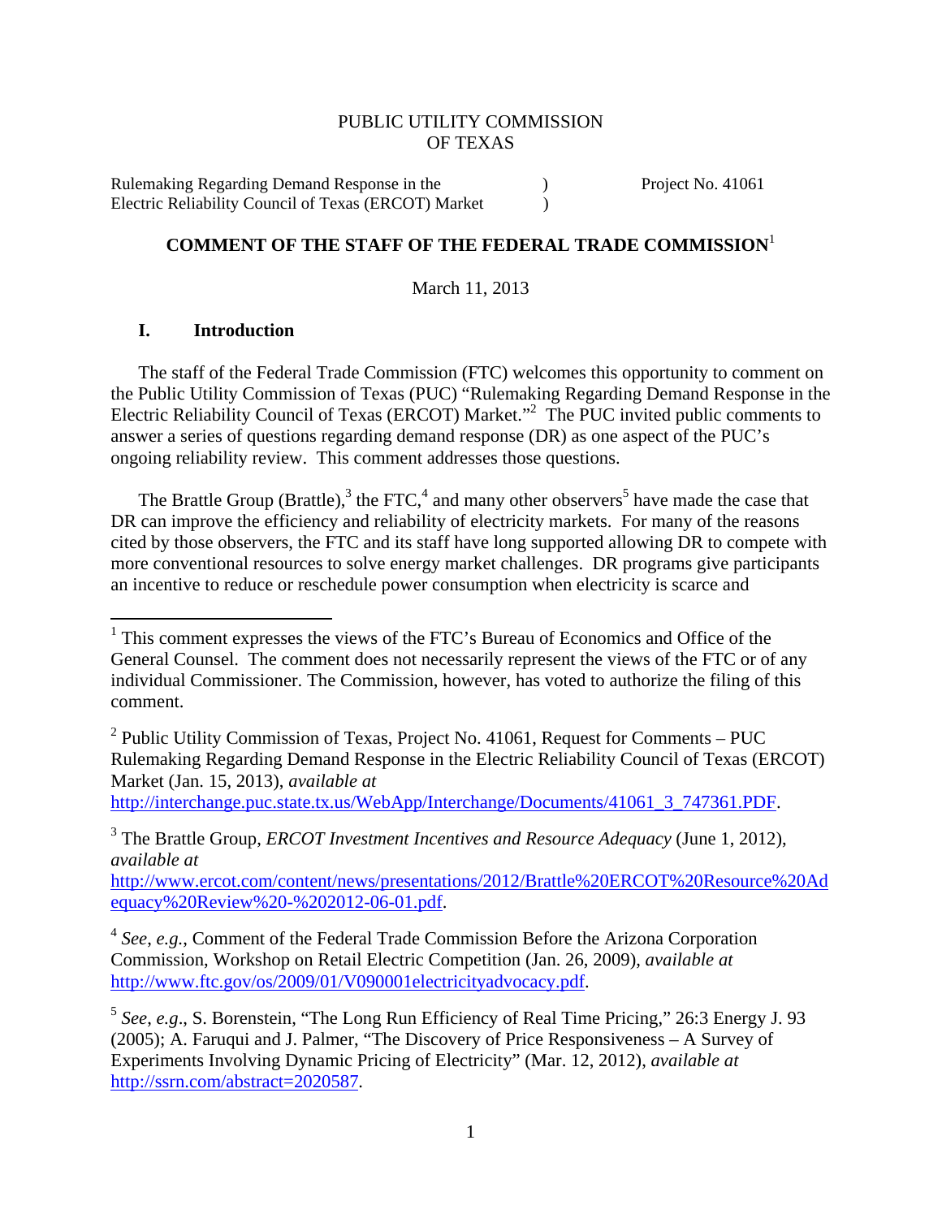PUBLIC UTILITY COMMISSION
OF TEXAS

| | | |
|---|---|---|
| Rulemaking Regarding Demand Response in the Electric Reliability Council of Texas (ERCOT) Market | ) ) | Project No. 41061 |

## COMMENT OF THE STAFF OF THE FEDERAL TRADE COMMISSION[1]

March 11, 2013

### I. Introduction

The staff of the Federal Trade Commission (FTC) welcomes this opportunity to comment on the Public Utility Commission of Texas (PUC) "Rulemaking Regarding Demand Response in the Electric Reliability Council of Texas (ERCOT) Market."[2] The PUC invited public comments to answer a series of questions regarding demand response (DR) as one aspect of the PUC's ongoing reliability review. This comment addresses those questions.

The Brattle Group (Brattle),[3] the FTC,[4] and many other observers[5] have made the case that DR can improve the efficiency and reliability of electricity markets. For many of the reasons cited by those observers, the FTC and its staff have long supported allowing DR to compete with more conventional resources to solve energy market challenges. DR programs give participants an incentive to reduce or reschedule power consumption when electricity is scarce and

---

[1] This comment expresses the views of the FTC's Bureau of Economics and Office of the General Counsel. The comment does not necessarily represent the views of the FTC or of any individual Commissioner. The Commission, however, has voted to authorize the filing of this comment.

[2] Public Utility Commission of Texas, Project No. 41061, Request for Comments – PUC Rulemaking Regarding Demand Response in the Electric Reliability Council of Texas (ERCOT) Market (Jan. 15, 2013), *available at* http://interchange.puc.state.tx.us/WebApp/Interchange/Documents/41061_3_747361.PDF.

[3] The Brattle Group, *ERCOT Investment Incentives and Resource Adequacy* (June 1, 2012), *available at* http://www.ercot.com/content/news/presentations/2012/Brattle%20ERCOT%20Resource%20Adequacy%20Review%20-%202012-06-01.pdf.

[4] *See, e.g.*, Comment of the Federal Trade Commission Before the Arizona Corporation Commission, Workshop on Retail Electric Competition (Jan. 26, 2009), *available at* http://www.ftc.gov/os/2009/01/V090001electricityadvocacy.pdf.

[5] *See, e.g*., S. Borenstein, "The Long Run Efficiency of Real Time Pricing," 26:3 Energy J. 93 (2005); A. Faruqui and J. Palmer, "The Discovery of Price Responsiveness – A Survey of Experiments Involving Dynamic Pricing of Electricity" (Mar. 12, 2012), *available at* http://ssrn.com/abstract=2020587.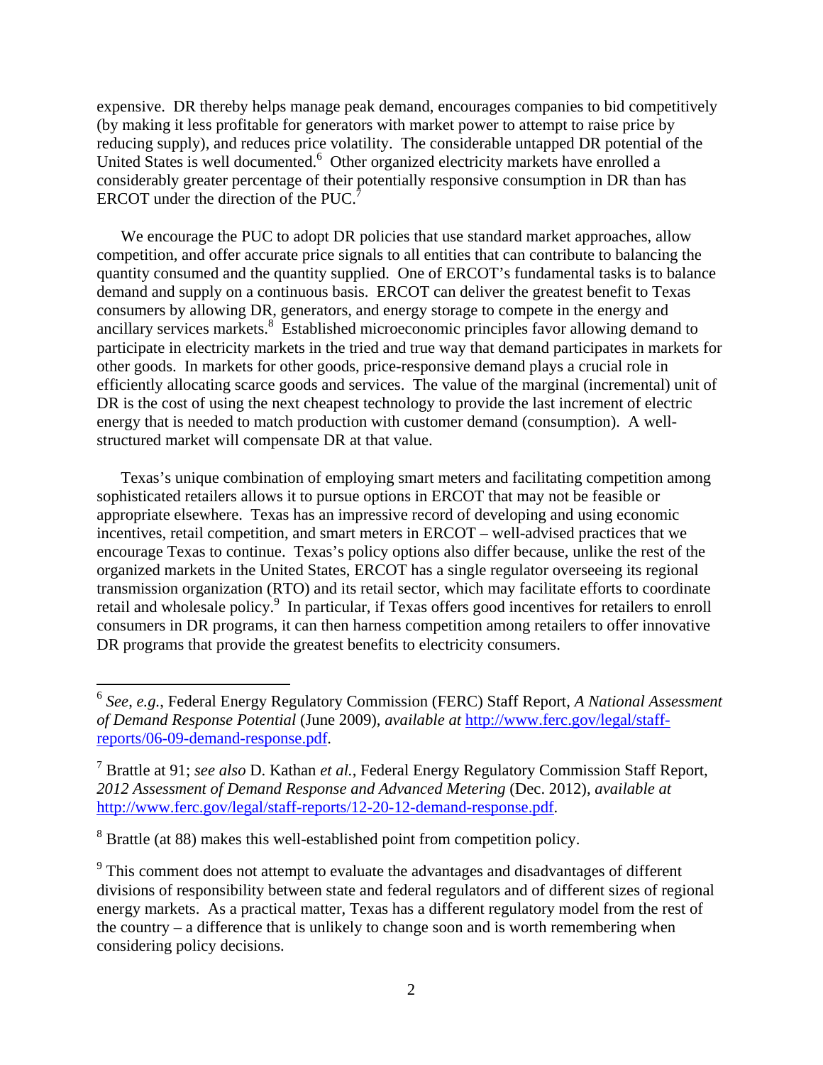expensive. DR thereby helps manage peak demand, encourages companies to bid competitively (by making it less profitable for generators with market power to attempt to raise price by reducing supply), and reduces price volatility. The considerable untapped DR potential of the United States is well documented.[6] Other organized electricity markets have enrolled a considerably greater percentage of their potentially responsive consumption in DR than has ERCOT under the direction of the PUC.[7]

We encourage the PUC to adopt DR policies that use standard market approaches, allow competition, and offer accurate price signals to all entities that can contribute to balancing the quantity consumed and the quantity supplied. One of ERCOT's fundamental tasks is to balance demand and supply on a continuous basis. ERCOT can deliver the greatest benefit to Texas consumers by allowing DR, generators, and energy storage to compete in the energy and ancillary services markets.[8] Established microeconomic principles favor allowing demand to participate in electricity markets in the tried and true way that demand participates in markets for other goods. In markets for other goods, price-responsive demand plays a crucial role in efficiently allocating scarce goods and services. The value of the marginal (incremental) unit of DR is the cost of using the next cheapest technology to provide the last increment of electric energy that is needed to match production with customer demand (consumption). A well-structured market will compensate DR at that value.

Texas's unique combination of employing smart meters and facilitating competition among sophisticated retailers allows it to pursue options in ERCOT that may not be feasible or appropriate elsewhere. Texas has an impressive record of developing and using economic incentives, retail competition, and smart meters in ERCOT – well-advised practices that we encourage Texas to continue. Texas's policy options also differ because, unlike the rest of the organized markets in the United States, ERCOT has a single regulator overseeing its regional transmission organization (RTO) and its retail sector, which may facilitate efforts to coordinate retail and wholesale policy.[9] In particular, if Texas offers good incentives for retailers to enroll consumers in DR programs, it can then harness competition among retailers to offer innovative DR programs that provide the greatest benefits to electricity consumers.

---

[6] *See, e.g.*, Federal Energy Regulatory Commission (FERC) Staff Report, *A National Assessment of Demand Response Potential* (June 2009), *available at* http://www.ferc.gov/legal/staff-reports/06-09-demand-response.pdf.

[7] Brattle at 91; *see also* D. Kathan *et al.*, Federal Energy Regulatory Commission Staff Report, *2012 Assessment of Demand Response and Advanced Metering* (Dec. 2012), *available at* http://www.ferc.gov/legal/staff-reports/12-20-12-demand-response.pdf.

[8] Brattle (at 88) makes this well-established point from competition policy.

[9] This comment does not attempt to evaluate the advantages and disadvantages of different divisions of responsibility between state and federal regulators and of different sizes of regional energy markets. As a practical matter, Texas has a different regulatory model from the rest of the country – a difference that is unlikely to change soon and is worth remembering when considering policy decisions.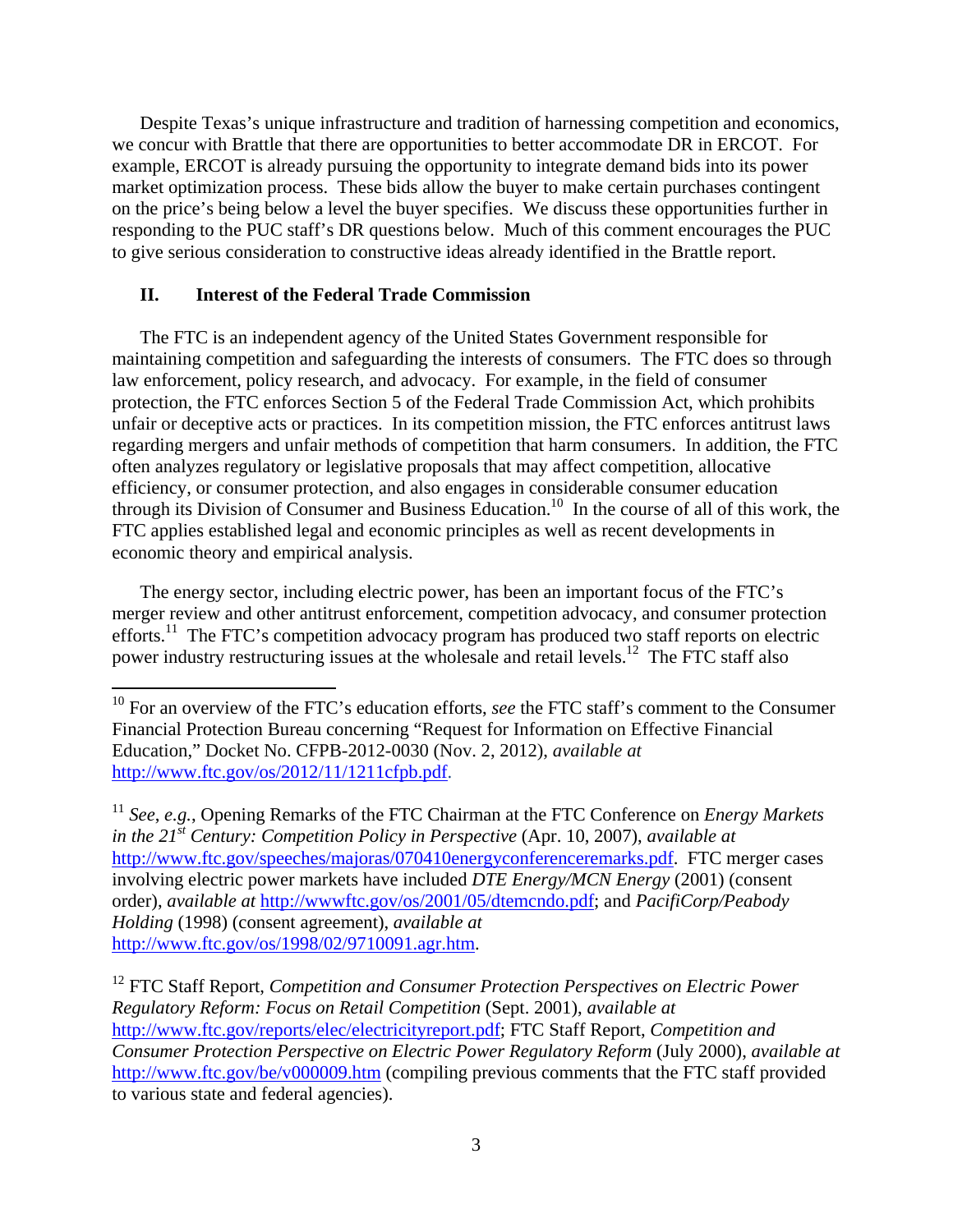Despite Texas's unique infrastructure and tradition of harnessing competition and economics, we concur with Brattle that there are opportunities to better accommodate DR in ERCOT. For example, ERCOT is already pursuing the opportunity to integrate demand bids into its power market optimization process. These bids allow the buyer to make certain purchases contingent on the price's being below a level the buyer specifies. We discuss these opportunities further in responding to the PUC staff's DR questions below. Much of this comment encourages the PUC to give serious consideration to constructive ideas already identified in the Brattle report.

## II. Interest of the Federal Trade Commission

The FTC is an independent agency of the United States Government responsible for maintaining competition and safeguarding the interests of consumers. The FTC does so through law enforcement, policy research, and advocacy. For example, in the field of consumer protection, the FTC enforces Section 5 of the Federal Trade Commission Act, which prohibits unfair or deceptive acts or practices. In its competition mission, the FTC enforces antitrust laws regarding mergers and unfair methods of competition that harm consumers. In addition, the FTC often analyzes regulatory or legislative proposals that may affect competition, allocative efficiency, or consumer protection, and also engages in considerable consumer education through its Division of Consumer and Business Education.[10] In the course of all of this work, the FTC applies established legal and economic principles as well as recent developments in economic theory and empirical analysis.

The energy sector, including electric power, has been an important focus of the FTC's merger review and other antitrust enforcement, competition advocacy, and consumer protection efforts.[11] The FTC's competition advocacy program has produced two staff reports on electric power industry restructuring issues at the wholesale and retail levels.[12] The FTC staff also

---

[10] For an overview of the FTC's education efforts, *see* the FTC staff's comment to the Consumer Financial Protection Bureau concerning "Request for Information on Effective Financial Education," Docket No. CFPB-2012-0030 (Nov. 2, 2012), *available at* http://www.ftc.gov/os/2012/11/1211cfpb.pdf.

[11] *See*, *e.g.*, Opening Remarks of the FTC Chairman at the FTC Conference on *Energy Markets in the 21st Century: Competition Policy in Perspective* (Apr. 10, 2007), *available at* http://www.ftc.gov/speeches/majoras/070410energyconferenceremarks.pdf. FTC merger cases involving electric power markets have included *DTE Energy/MCN Energy* (2001) (consent order), *available at* http://wwwftc.gov/os/2001/05/dtemcndo.pdf; and *PacifiCorp/Peabody Holding* (1998) (consent agreement), *available at* http://www.ftc.gov/os/1998/02/9710091.agr.htm.

[12] FTC Staff Report, *Competition and Consumer Protection Perspectives on Electric Power Regulatory Reform: Focus on Retail Competition* (Sept. 2001), *available at* http://www.ftc.gov/reports/elec/electricityreport.pdf; FTC Staff Report, *Competition and Consumer Protection Perspective on Electric Power Regulatory Reform* (July 2000), *available at* http://www.ftc.gov/be/v000009.htm (compiling previous comments that the FTC staff provided to various state and federal agencies).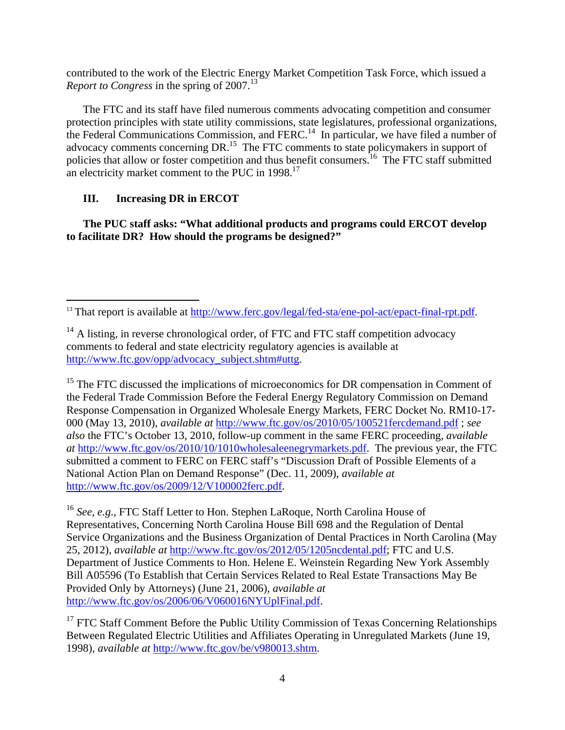contributed to the work of the Electric Energy Market Competition Task Force, which issued a *Report to Congress* in the spring of 2007.[13]

The FTC and its staff have filed numerous comments advocating competition and consumer protection principles with state utility commissions, state legislatures, professional organizations, the Federal Communications Commission, and FERC.[14] In particular, we have filed a number of advocacy comments concerning DR.[15] The FTC comments to state policymakers in support of policies that allow or foster competition and thus benefit consumers.[16] The FTC staff submitted an electricity market comment to the PUC in 1998.[17]

## III. Increasing DR in ERCOT

**The PUC staff asks: "What additional products and programs could ERCOT develop to facilitate DR? How should the programs be designed?"**

---

[13] That report is available at http://www.ferc.gov/legal/fed-sta/ene-pol-act/epact-final-rpt.pdf.

[14] A listing, in reverse chronological order, of FTC and FTC staff competition advocacy comments to federal and state electricity regulatory agencies is available at http://www.ftc.gov/opp/advocacy_subject.shtm#uttg.

[15] The FTC discussed the implications of microeconomics for DR compensation in Comment of the Federal Trade Commission Before the Federal Energy Regulatory Commission on Demand Response Compensation in Organized Wholesale Energy Markets, FERC Docket No. RM10-17-000 (May 13, 2010), *available at* http://www.ftc.gov/os/2010/05/100521fercdemand.pdf ; *see also* the FTC's October 13, 2010, follow-up comment in the same FERC proceeding, *available at* http://www.ftc.gov/os/2010/10/1010wholesaleenegrymarkets.pdf. The previous year, the FTC submitted a comment to FERC on FERC staff's "Discussion Draft of Possible Elements of a National Action Plan on Demand Response" (Dec. 11, 2009), *available at* http://www.ftc.gov/os/2009/12/V100002ferc.pdf.

[16] *See*, *e.g*., FTC Staff Letter to Hon. Stephen LaRoque, North Carolina House of Representatives, Concerning North Carolina House Bill 698 and the Regulation of Dental Service Organizations and the Business Organization of Dental Practices in North Carolina (May 25, 2012), *available at* http://www.ftc.gov/os/2012/05/1205ncdental.pdf; FTC and U.S. Department of Justice Comments to Hon. Helene E. Weinstein Regarding New York Assembly Bill A05596 (To Establish that Certain Services Related to Real Estate Transactions May Be Provided Only by Attorneys) (June 21, 2006), *available at* http://www.ftc.gov/os/2006/06/V060016NYUplFinal.pdf.

[17] FTC Staff Comment Before the Public Utility Commission of Texas Concerning Relationships Between Regulated Electric Utilities and Affiliates Operating in Unregulated Markets (June 19, 1998), *available at* http://www.ftc.gov/be/v980013.shtm.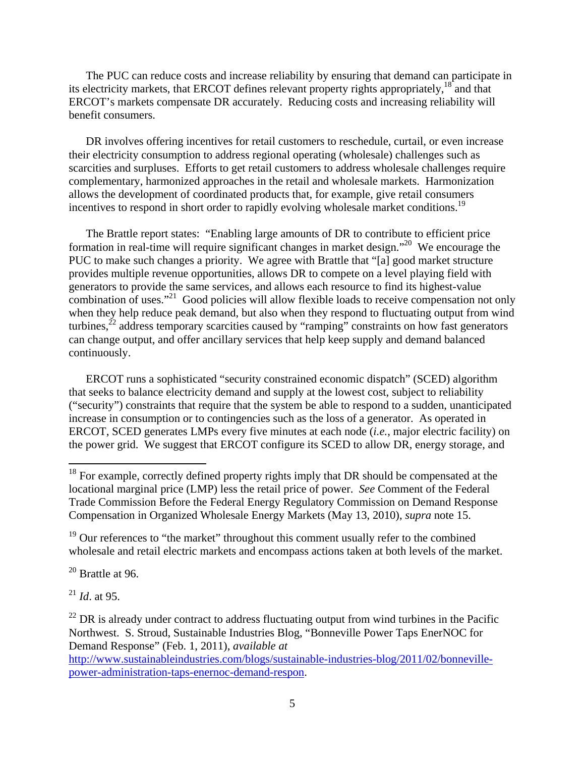The PUC can reduce costs and increase reliability by ensuring that demand can participate in its electricity markets, that ERCOT defines relevant property rights appropriately,[18] and that ERCOT's markets compensate DR accurately. Reducing costs and increasing reliability will benefit consumers.

DR involves offering incentives for retail customers to reschedule, curtail, or even increase their electricity consumption to address regional operating (wholesale) challenges such as scarcities and surpluses. Efforts to get retail customers to address wholesale challenges require complementary, harmonized approaches in the retail and wholesale markets. Harmonization allows the development of coordinated products that, for example, give retail consumers incentives to respond in short order to rapidly evolving wholesale market conditions.[19]

The Brattle report states: "Enabling large amounts of DR to contribute to efficient price formation in real-time will require significant changes in market design."[20] We encourage the PUC to make such changes a priority. We agree with Brattle that "[a] good market structure provides multiple revenue opportunities, allows DR to compete on a level playing field with generators to provide the same services, and allows each resource to find its highest-value combination of uses."[21] Good policies will allow flexible loads to receive compensation not only when they help reduce peak demand, but also when they respond to fluctuating output from wind turbines,[22] address temporary scarcities caused by "ramping" constraints on how fast generators can change output, and offer ancillary services that help keep supply and demand balanced continuously.

ERCOT runs a sophisticated "security constrained economic dispatch" (SCED) algorithm that seeks to balance electricity demand and supply at the lowest cost, subject to reliability ("security") constraints that require that the system be able to respond to a sudden, unanticipated increase in consumption or to contingencies such as the loss of a generator. As operated in ERCOT, SCED generates LMPs every five minutes at each node (*i.e.*, major electric facility) on the power grid. We suggest that ERCOT configure its SCED to allow DR, energy storage, and

---

[18] For example, correctly defined property rights imply that DR should be compensated at the locational marginal price (LMP) less the retail price of power. *See* Comment of the Federal Trade Commission Before the Federal Energy Regulatory Commission on Demand Response Compensation in Organized Wholesale Energy Markets (May 13, 2010), *supra* note 15.

[19] Our references to "the market" throughout this comment usually refer to the combined wholesale and retail electric markets and encompass actions taken at both levels of the market.

[20] Brattle at 96.

[21] *Id*. at 95.

[22] DR is already under contract to address fluctuating output from wind turbines in the Pacific Northwest. S. Stroud, Sustainable Industries Blog, "Bonneville Power Taps EnerNOC for Demand Response" (Feb. 1, 2011), *available at* http://www.sustainableindustries.com/blogs/sustainable-industries-blog/2011/02/bonneville-power-administration-taps-enernoc-demand-respon.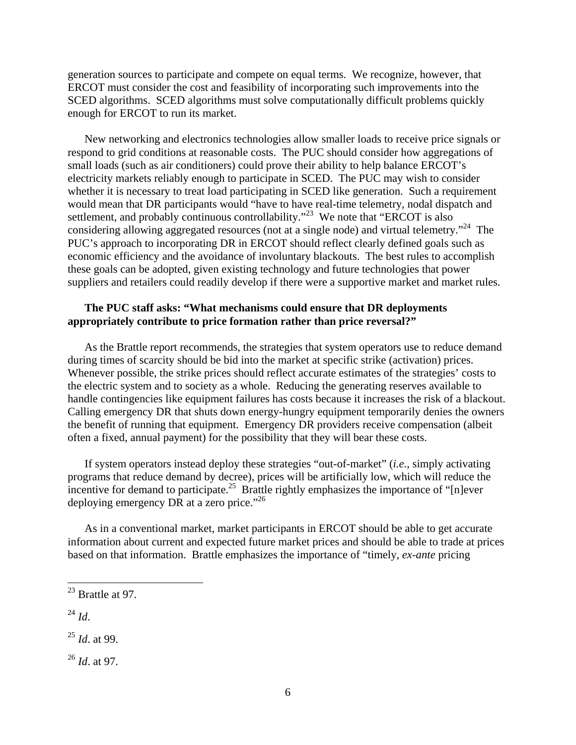generation sources to participate and compete on equal terms. We recognize, however, that ERCOT must consider the cost and feasibility of incorporating such improvements into the SCED algorithms. SCED algorithms must solve computationally difficult problems quickly enough for ERCOT to run its market.

New networking and electronics technologies allow smaller loads to receive price signals or respond to grid conditions at reasonable costs. The PUC should consider how aggregations of small loads (such as air conditioners) could prove their ability to help balance ERCOT's electricity markets reliably enough to participate in SCED. The PUC may wish to consider whether it is necessary to treat load participating in SCED like generation. Such a requirement would mean that DR participants would "have to have real-time telemetry, nodal dispatch and settlement, and probably continuous controllability."[23] We note that "ERCOT is also considering allowing aggregated resources (not at a single node) and virtual telemetry."[24] The PUC's approach to incorporating DR in ERCOT should reflect clearly defined goals such as economic efficiency and the avoidance of involuntary blackouts. The best rules to accomplish these goals can be adopted, given existing technology and future technologies that power suppliers and retailers could readily develop if there were a supportive market and market rules.

**The PUC staff asks: "What mechanisms could ensure that DR deployments appropriately contribute to price formation rather than price reversal?"**

As the Brattle report recommends, the strategies that system operators use to reduce demand during times of scarcity should be bid into the market at specific strike (activation) prices. Whenever possible, the strike prices should reflect accurate estimates of the strategies' costs to the electric system and to society as a whole. Reducing the generating reserves available to handle contingencies like equipment failures has costs because it increases the risk of a blackout. Calling emergency DR that shuts down energy-hungry equipment temporarily denies the owners the benefit of running that equipment. Emergency DR providers receive compensation (albeit often a fixed, annual payment) for the possibility that they will bear these costs.

If system operators instead deploy these strategies "out-of-market" (*i.e.*, simply activating programs that reduce demand by decree), prices will be artificially low, which will reduce the incentive for demand to participate.[25] Brattle rightly emphasizes the importance of "[n]ever deploying emergency DR at a zero price."[26]

As in a conventional market, market participants in ERCOT should be able to get accurate information about current and expected future market prices and should be able to trade at prices based on that information. Brattle emphasizes the importance of "timely, *ex-ante* pricing

---

[23] Brattle at 97.

[24] *Id*.

[25] *Id*. at 99.

[26] *Id*. at 97.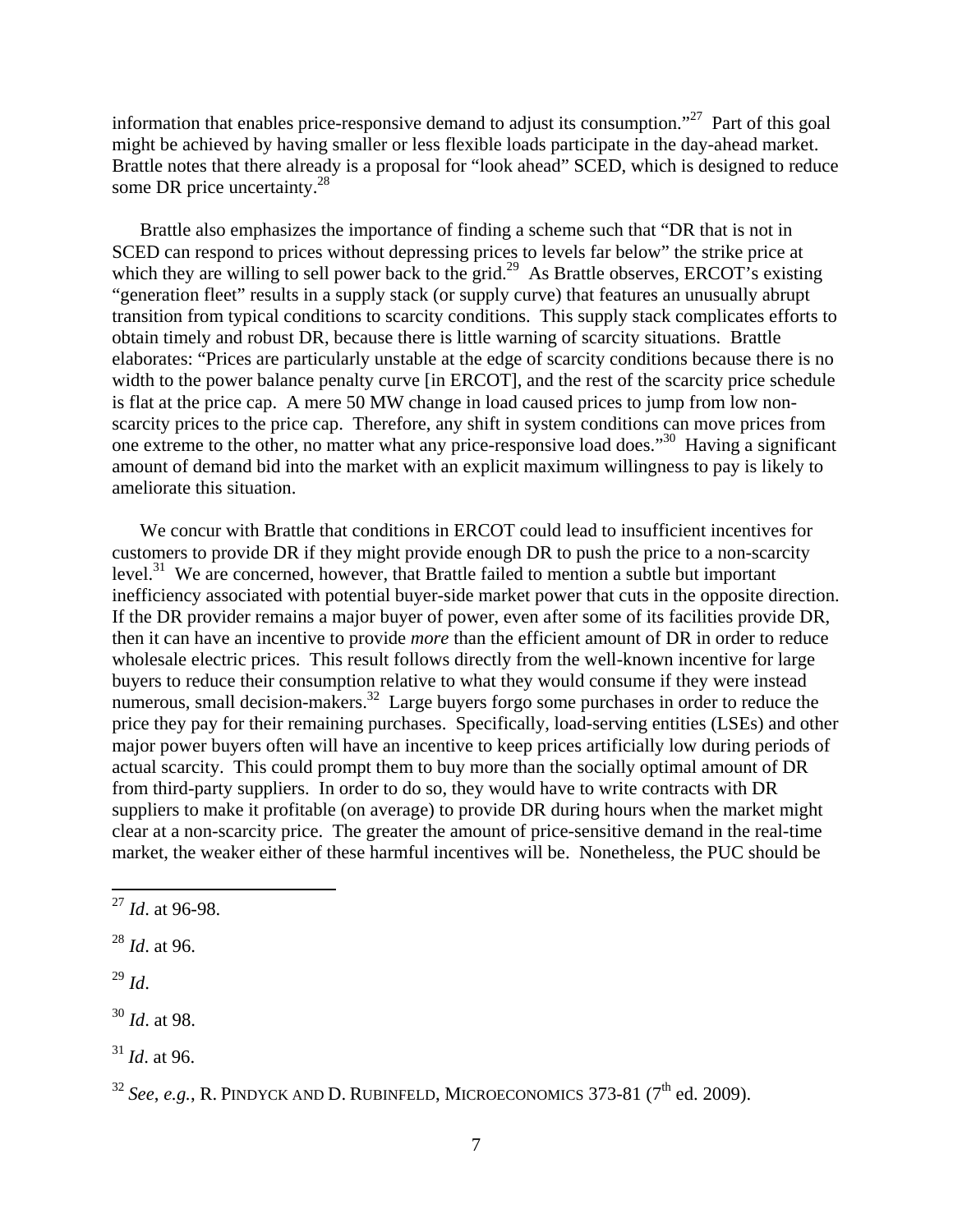information that enables price-responsive demand to adjust its consumption."[27] Part of this goal might be achieved by having smaller or less flexible loads participate in the day-ahead market. Brattle notes that there already is a proposal for "look ahead" SCED, which is designed to reduce some DR price uncertainty.[28]

Brattle also emphasizes the importance of finding a scheme such that "DR that is not in SCED can respond to prices without depressing prices to levels far below" the strike price at which they are willing to sell power back to the grid.[29] As Brattle observes, ERCOT's existing "generation fleet" results in a supply stack (or supply curve) that features an unusually abrupt transition from typical conditions to scarcity conditions. This supply stack complicates efforts to obtain timely and robust DR, because there is little warning of scarcity situations. Brattle elaborates: "Prices are particularly unstable at the edge of scarcity conditions because there is no width to the power balance penalty curve [in ERCOT], and the rest of the scarcity price schedule is flat at the price cap. A mere 50 MW change in load caused prices to jump from low non-scarcity prices to the price cap. Therefore, any shift in system conditions can move prices from one extreme to the other, no matter what any price-responsive load does."[30] Having a significant amount of demand bid into the market with an explicit maximum willingness to pay is likely to ameliorate this situation.

We concur with Brattle that conditions in ERCOT could lead to insufficient incentives for customers to provide DR if they might provide enough DR to push the price to a non-scarcity level.[31] We are concerned, however, that Brattle failed to mention a subtle but important inefficiency associated with potential buyer-side market power that cuts in the opposite direction. If the DR provider remains a major buyer of power, even after some of its facilities provide DR, then it can have an incentive to provide *more* than the efficient amount of DR in order to reduce wholesale electric prices. This result follows directly from the well-known incentive for large buyers to reduce their consumption relative to what they would consume if they were instead numerous, small decision-makers.[32] Large buyers forgo some purchases in order to reduce the price they pay for their remaining purchases. Specifically, load-serving entities (LSEs) and other major power buyers often will have an incentive to keep prices artificially low during periods of actual scarcity. This could prompt them to buy more than the socially optimal amount of DR from third-party suppliers. In order to do so, they would have to write contracts with DR suppliers to make it profitable (on average) to provide DR during hours when the market might clear at a non-scarcity price. The greater the amount of price-sensitive demand in the real-time market, the weaker either of these harmful incentives will be. Nonetheless, the PUC should be

---

[27] *Id*. at 96-98.

[28] *Id*. at 96.

[29] *Id*.

[30] *Id*. at 98.

[31] *Id*. at 96.

[32] *See*, *e.g.*, R. PINDYCK AND D. RUBINFELD, MICROECONOMICS 373-81 (7th ed. 2009).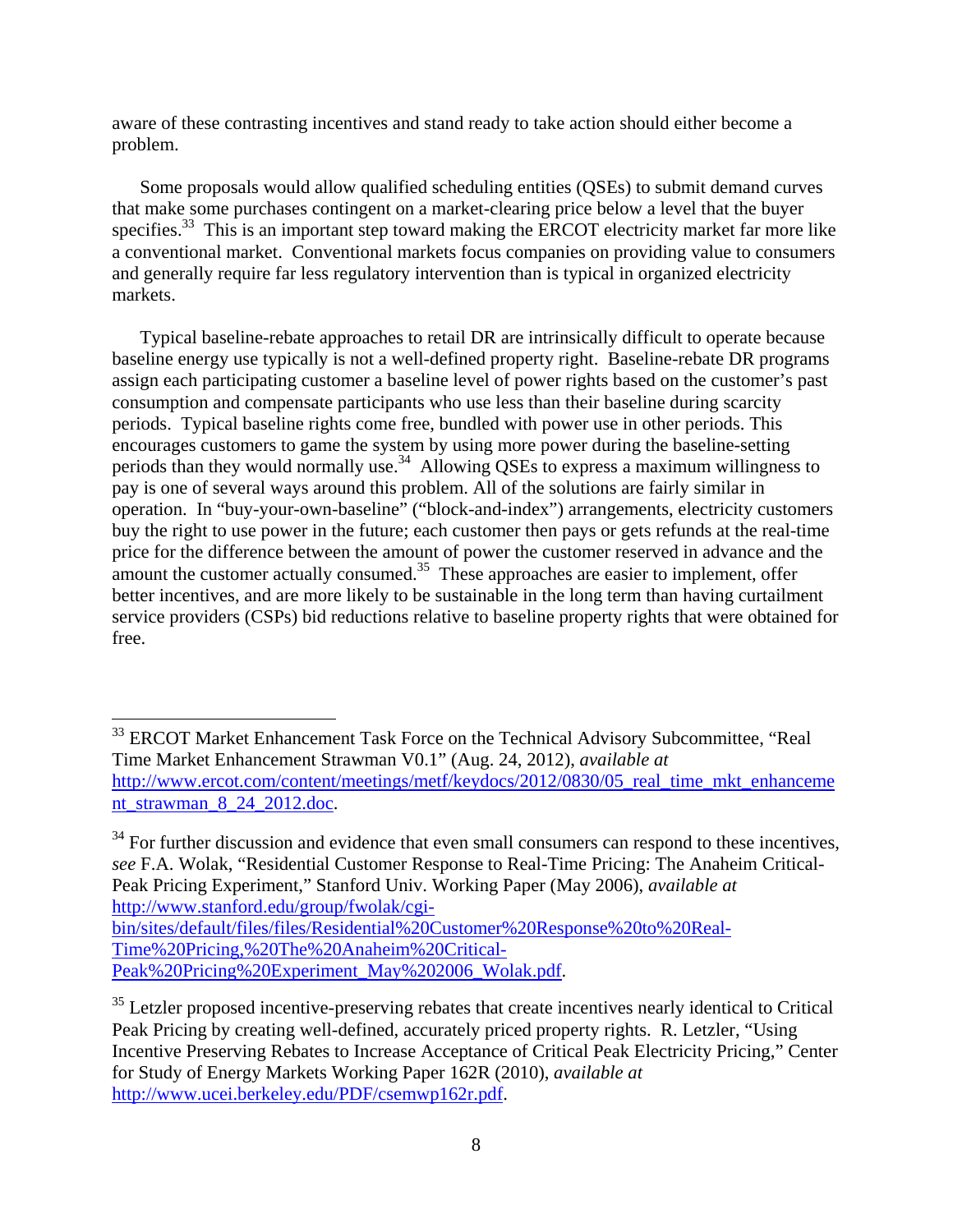aware of these contrasting incentives and stand ready to take action should either become a problem.

Some proposals would allow qualified scheduling entities (QSEs) to submit demand curves that make some purchases contingent on a market-clearing price below a level that the buyer specifies.[33] This is an important step toward making the ERCOT electricity market far more like a conventional market. Conventional markets focus companies on providing value to consumers and generally require far less regulatory intervention than is typical in organized electricity markets.

Typical baseline-rebate approaches to retail DR are intrinsically difficult to operate because baseline energy use typically is not a well-defined property right. Baseline-rebate DR programs assign each participating customer a baseline level of power rights based on the customer's past consumption and compensate participants who use less than their baseline during scarcity periods. Typical baseline rights come free, bundled with power use in other periods. This encourages customers to game the system by using more power during the baseline-setting periods than they would normally use.[34] Allowing QSEs to express a maximum willingness to pay is one of several ways around this problem. All of the solutions are fairly similar in operation. In "buy-your-own-baseline" ("block-and-index") arrangements, electricity customers buy the right to use power in the future; each customer then pays or gets refunds at the real-time price for the difference between the amount of power the customer reserved in advance and the amount the customer actually consumed.[35] These approaches are easier to implement, offer better incentives, and are more likely to be sustainable in the long term than having curtailment service providers (CSPs) bid reductions relative to baseline property rights that were obtained for free.

---

[33] ERCOT Market Enhancement Task Force on the Technical Advisory Subcommittee, "Real Time Market Enhancement Strawman V0.1" (Aug. 24, 2012), *available at* http://www.ercot.com/content/meetings/metf/keydocs/2012/0830/05_real_time_mkt_enhancement_strawman_8_24_2012.doc.

[34] For further discussion and evidence that even small consumers can respond to these incentives, *see* F.A. Wolak, "Residential Customer Response to Real-Time Pricing: The Anaheim Critical-Peak Pricing Experiment," Stanford Univ. Working Paper (May 2006), *available at* http://www.stanford.edu/group/fwolak/cgi-bin/sites/default/files/files/Residential%20Customer%20Response%20to%20Real-Time%20Pricing,%20The%20Anaheim%20Critical-Peak%20Pricing%20Experiment_May%202006_Wolak.pdf.

[35] Letzler proposed incentive-preserving rebates that create incentives nearly identical to Critical Peak Pricing by creating well-defined, accurately priced property rights. R. Letzler, "Using Incentive Preserving Rebates to Increase Acceptance of Critical Peak Electricity Pricing," Center for Study of Energy Markets Working Paper 162R (2010), *available at* http://www.ucei.berkeley.edu/PDF/csemwp162r.pdf.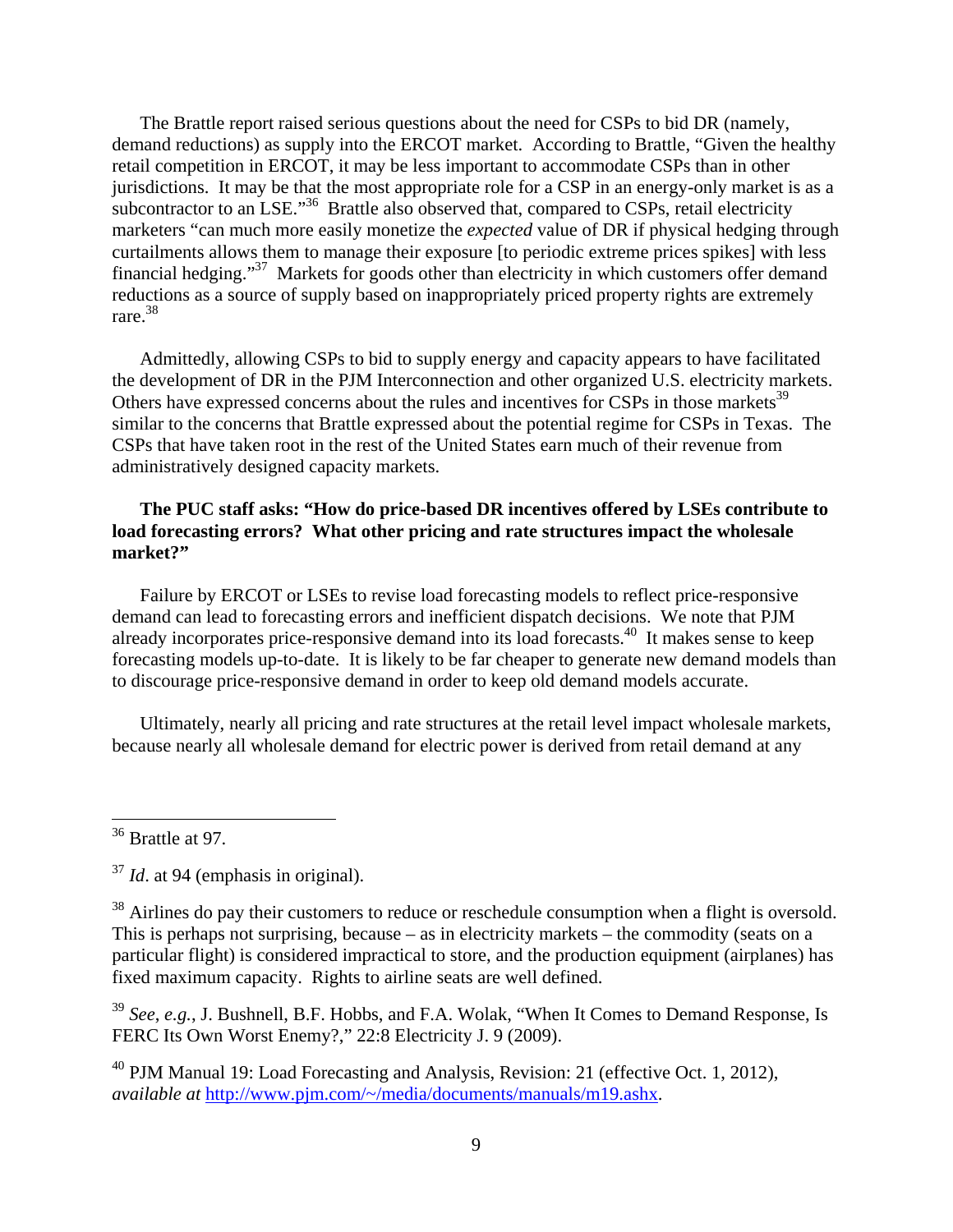The Brattle report raised serious questions about the need for CSPs to bid DR (namely, demand reductions) as supply into the ERCOT market. According to Brattle, "Given the healthy retail competition in ERCOT, it may be less important to accommodate CSPs than in other jurisdictions. It may be that the most appropriate role for a CSP in an energy-only market is as a subcontractor to an LSE."[36] Brattle also observed that, compared to CSPs, retail electricity marketers "can much more easily monetize the *expected* value of DR if physical hedging through curtailments allows them to manage their exposure [to periodic extreme prices spikes] with less financial hedging."[37] Markets for goods other than electricity in which customers offer demand reductions as a source of supply based on inappropriately priced property rights are extremely rare.[38]

Admittedly, allowing CSPs to bid to supply energy and capacity appears to have facilitated the development of DR in the PJM Interconnection and other organized U.S. electricity markets. Others have expressed concerns about the rules and incentives for CSPs in those markets[39] similar to the concerns that Brattle expressed about the potential regime for CSPs in Texas. The CSPs that have taken root in the rest of the United States earn much of their revenue from administratively designed capacity markets.

**The PUC staff asks: "How do price-based DR incentives offered by LSEs contribute to load forecasting errors? What other pricing and rate structures impact the wholesale market?"**

Failure by ERCOT or LSEs to revise load forecasting models to reflect price-responsive demand can lead to forecasting errors and inefficient dispatch decisions. We note that PJM already incorporates price-responsive demand into its load forecasts.[40] It makes sense to keep forecasting models up-to-date. It is likely to be far cheaper to generate new demand models than to discourage price-responsive demand in order to keep old demand models accurate.

Ultimately, nearly all pricing and rate structures at the retail level impact wholesale markets, because nearly all wholesale demand for electric power is derived from retail demand at any

---

[36] Brattle at 97.

[37] *Id*. at 94 (emphasis in original).

[38] Airlines do pay their customers to reduce or reschedule consumption when a flight is oversold. This is perhaps not surprising, because – as in electricity markets – the commodity (seats on a particular flight) is considered impractical to store, and the production equipment (airplanes) has fixed maximum capacity. Rights to airline seats are well defined.

[39] *See*, *e.g.*, J. Bushnell, B.F. Hobbs, and F.A. Wolak, "When It Comes to Demand Response, Is FERC Its Own Worst Enemy?," 22:8 Electricity J. 9 (2009).

[40] PJM Manual 19: Load Forecasting and Analysis, Revision: 21 (effective Oct. 1, 2012), *available at* http://www.pjm.com/~/media/documents/manuals/m19.ashx.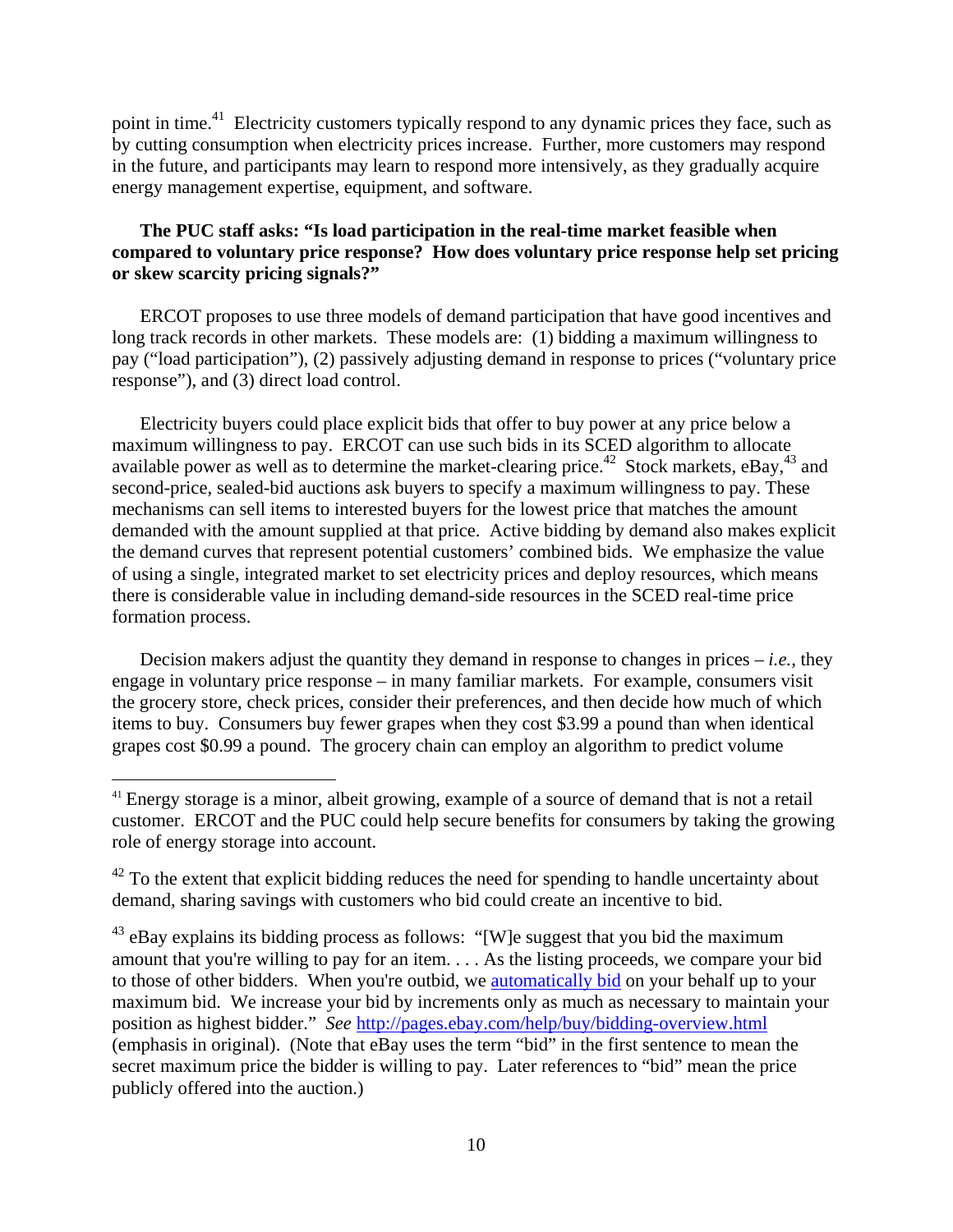point in time.[41] Electricity customers typically respond to any dynamic prices they face, such as by cutting consumption when electricity prices increase. Further, more customers may respond in the future, and participants may learn to respond more intensively, as they gradually acquire energy management expertise, equipment, and software.

**The PUC staff asks: "Is load participation in the real-time market feasible when compared to voluntary price response? How does voluntary price response help set pricing or skew scarcity pricing signals?"**

ERCOT proposes to use three models of demand participation that have good incentives and long track records in other markets. These models are: (1) bidding a maximum willingness to pay ("load participation"), (2) passively adjusting demand in response to prices ("voluntary price response"), and (3) direct load control.

Electricity buyers could place explicit bids that offer to buy power at any price below a maximum willingness to pay. ERCOT can use such bids in its SCED algorithm to allocate available power as well as to determine the market-clearing price.[42] Stock markets, eBay,[43] and second-price, sealed-bid auctions ask buyers to specify a maximum willingness to pay. These mechanisms can sell items to interested buyers for the lowest price that matches the amount demanded with the amount supplied at that price. Active bidding by demand also makes explicit the demand curves that represent potential customers' combined bids. We emphasize the value of using a single, integrated market to set electricity prices and deploy resources, which means there is considerable value in including demand-side resources in the SCED real-time price formation process.

Decision makers adjust the quantity they demand in response to changes in prices – *i.e.*, they engage in voluntary price response – in many familiar markets. For example, consumers visit the grocery store, check prices, consider their preferences, and then decide how much of which items to buy. Consumers buy fewer grapes when they cost $3.99 a pound than when identical grapes cost $0.99 a pound. The grocery chain can employ an algorithm to predict volume

---

[41] Energy storage is a minor, albeit growing, example of a source of demand that is not a retail customer. ERCOT and the PUC could help secure benefits for consumers by taking the growing role of energy storage into account.

[42] To the extent that explicit bidding reduces the need for spending to handle uncertainty about demand, sharing savings with customers who bid could create an incentive to bid.

[43] eBay explains its bidding process as follows: "[W]e suggest that you bid the maximum amount that you're willing to pay for an item. . . . As the listing proceeds, we compare your bid to those of other bidders. When you're outbid, we automatically bid on your behalf up to your maximum bid. We increase your bid by increments only as much as necessary to maintain your position as highest bidder." *See* http://pages.ebay.com/help/buy/bidding-overview.html (emphasis in original). (Note that eBay uses the term "bid" in the first sentence to mean the secret maximum price the bidder is willing to pay. Later references to "bid" mean the price publicly offered into the auction.)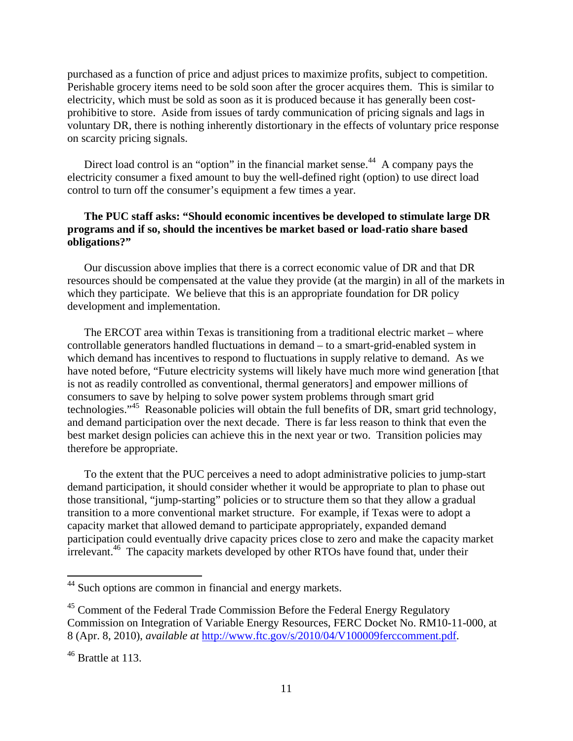purchased as a function of price and adjust prices to maximize profits, subject to competition. Perishable grocery items need to be sold soon after the grocer acquires them. This is similar to electricity, which must be sold as soon as it is produced because it has generally been cost-prohibitive to store. Aside from issues of tardy communication of pricing signals and lags in voluntary DR, there is nothing inherently distortionary in the effects of voluntary price response on scarcity pricing signals.

Direct load control is an "option" in the financial market sense.[44] A company pays the electricity consumer a fixed amount to buy the well-defined right (option) to use direct load control to turn off the consumer's equipment a few times a year.

**The PUC staff asks: "Should economic incentives be developed to stimulate large DR programs and if so, should the incentives be market based or load-ratio share based obligations?"**

Our discussion above implies that there is a correct economic value of DR and that DR resources should be compensated at the value they provide (at the margin) in all of the markets in which they participate. We believe that this is an appropriate foundation for DR policy development and implementation.

The ERCOT area within Texas is transitioning from a traditional electric market – where controllable generators handled fluctuations in demand – to a smart-grid-enabled system in which demand has incentives to respond to fluctuations in supply relative to demand. As we have noted before, "Future electricity systems will likely have much more wind generation [that is not as readily controlled as conventional, thermal generators] and empower millions of consumers to save by helping to solve power system problems through smart grid technologies."[45] Reasonable policies will obtain the full benefits of DR, smart grid technology, and demand participation over the next decade. There is far less reason to think that even the best market design policies can achieve this in the next year or two. Transition policies may therefore be appropriate.

To the extent that the PUC perceives a need to adopt administrative policies to jump-start demand participation, it should consider whether it would be appropriate to plan to phase out those transitional, "jump-starting" policies or to structure them so that they allow a gradual transition to a more conventional market structure. For example, if Texas were to adopt a capacity market that allowed demand to participate appropriately, expanded demand participation could eventually drive capacity prices close to zero and make the capacity market irrelevant.[46] The capacity markets developed by other RTOs have found that, under their

---

[44] Such options are common in financial and energy markets.

[45] Comment of the Federal Trade Commission Before the Federal Energy Regulatory Commission on Integration of Variable Energy Resources, FERC Docket No. RM10-11-000, at 8 (Apr. 8, 2010), *available at* http://www.ftc.gov/s/2010/04/V100009ferccomment.pdf.

[46] Brattle at 113.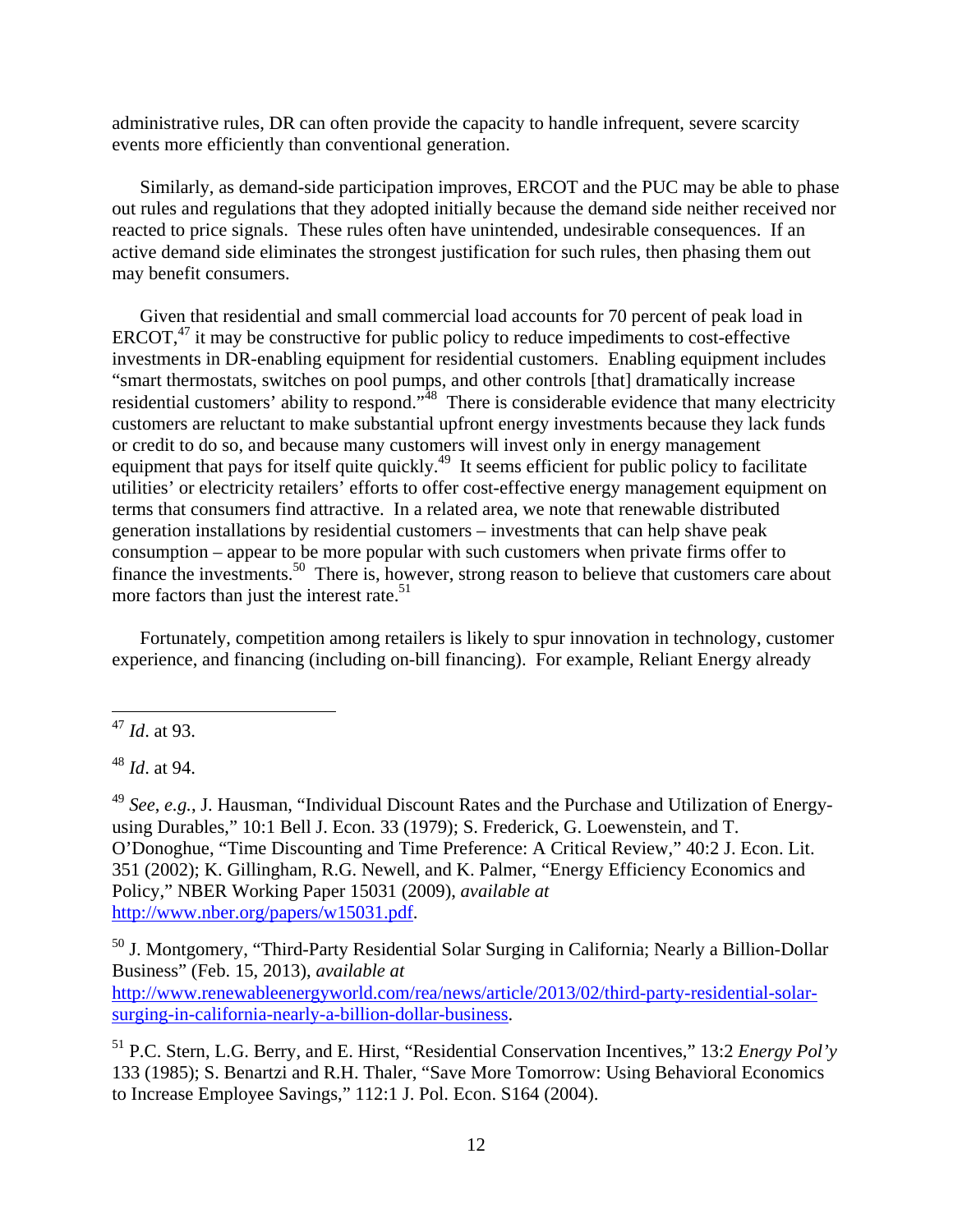administrative rules, DR can often provide the capacity to handle infrequent, severe scarcity events more efficiently than conventional generation.

Similarly, as demand-side participation improves, ERCOT and the PUC may be able to phase out rules and regulations that they adopted initially because the demand side neither received nor reacted to price signals. These rules often have unintended, undesirable consequences. If an active demand side eliminates the strongest justification for such rules, then phasing them out may benefit consumers.

Given that residential and small commercial load accounts for 70 percent of peak load in ERCOT,[47] it may be constructive for public policy to reduce impediments to cost-effective investments in DR-enabling equipment for residential customers. Enabling equipment includes "smart thermostats, switches on pool pumps, and other controls [that] dramatically increase residential customers' ability to respond."[48] There is considerable evidence that many electricity customers are reluctant to make substantial upfront energy investments because they lack funds or credit to do so, and because many customers will invest only in energy management equipment that pays for itself quite quickly.[49] It seems efficient for public policy to facilitate utilities' or electricity retailers' efforts to offer cost-effective energy management equipment on terms that consumers find attractive. In a related area, we note that renewable distributed generation installations by residential customers – investments that can help shave peak consumption – appear to be more popular with such customers when private firms offer to finance the investments.[50] There is, however, strong reason to believe that customers care about more factors than just the interest rate.[51]

Fortunately, competition among retailers is likely to spur innovation in technology, customer experience, and financing (including on-bill financing). For example, Reliant Energy already

---

[47] *Id*. at 93.

[48] *Id*. at 94.

[49] *See*, *e.g.*, J. Hausman, "Individual Discount Rates and the Purchase and Utilization of Energy-using Durables," 10:1 Bell J. Econ. 33 (1979); S. Frederick, G. Loewenstein, and T. O'Donoghue, "Time Discounting and Time Preference: A Critical Review," 40:2 J. Econ. Lit. 351 (2002); K. Gillingham, R.G. Newell, and K. Palmer, "Energy Efficiency Economics and Policy," NBER Working Paper 15031 (2009), *available at* http://www.nber.org/papers/w15031.pdf.

[50] J. Montgomery, "Third-Party Residential Solar Surging in California; Nearly a Billion-Dollar Business" (Feb. 15, 2013), *available at* http://www.renewableenergyworld.com/rea/news/article/2013/02/third-party-residential-solar-surging-in-california-nearly-a-billion-dollar-business.

[51] P.C. Stern, L.G. Berry, and E. Hirst, "Residential Conservation Incentives," 13:2 *Energy Pol'y* 133 (1985); S. Benartzi and R.H. Thaler, "Save More Tomorrow: Using Behavioral Economics to Increase Employee Savings," 112:1 J. Pol. Econ. S164 (2004).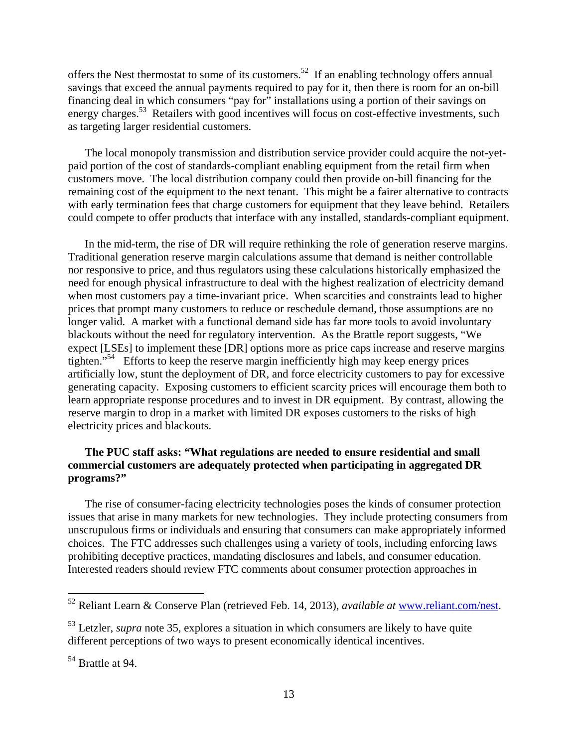offers the Nest thermostat to some of its customers.[52] If an enabling technology offers annual savings that exceed the annual payments required to pay for it, then there is room for an on-bill financing deal in which consumers "pay for" installations using a portion of their savings on energy charges.[53] Retailers with good incentives will focus on cost-effective investments, such as targeting larger residential customers.

The local monopoly transmission and distribution service provider could acquire the not-yet-paid portion of the cost of standards-compliant enabling equipment from the retail firm when customers move. The local distribution company could then provide on-bill financing for the remaining cost of the equipment to the next tenant. This might be a fairer alternative to contracts with early termination fees that charge customers for equipment that they leave behind. Retailers could compete to offer products that interface with any installed, standards-compliant equipment.

In the mid-term, the rise of DR will require rethinking the role of generation reserve margins. Traditional generation reserve margin calculations assume that demand is neither controllable nor responsive to price, and thus regulators using these calculations historically emphasized the need for enough physical infrastructure to deal with the highest realization of electricity demand when most customers pay a time-invariant price. When scarcities and constraints lead to higher prices that prompt many customers to reduce or reschedule demand, those assumptions are no longer valid. A market with a functional demand side has far more tools to avoid involuntary blackouts without the need for regulatory intervention. As the Brattle report suggests, "We expect [LSEs] to implement these [DR] options more as price caps increase and reserve margins tighten."[54] Efforts to keep the reserve margin inefficiently high may keep energy prices artificially low, stunt the deployment of DR, and force electricity customers to pay for excessive generating capacity. Exposing customers to efficient scarcity prices will encourage them both to learn appropriate response procedures and to invest in DR equipment. By contrast, allowing the reserve margin to drop in a market with limited DR exposes customers to the risks of high electricity prices and blackouts.

**The PUC staff asks: "What regulations are needed to ensure residential and small commercial customers are adequately protected when participating in aggregated DR programs?"**

The rise of consumer-facing electricity technologies poses the kinds of consumer protection issues that arise in many markets for new technologies. They include protecting consumers from unscrupulous firms or individuals and ensuring that consumers can make appropriately informed choices. The FTC addresses such challenges using a variety of tools, including enforcing laws prohibiting deceptive practices, mandating disclosures and labels, and consumer education. Interested readers should review FTC comments about consumer protection approaches in

---

[52] Reliant Learn & Conserve Plan (retrieved Feb. 14, 2013), *available at* www.reliant.com/nest.

[53] Letzler, *supra* note 35, explores a situation in which consumers are likely to have quite different perceptions of two ways to present economically identical incentives.

[54] Brattle at 94.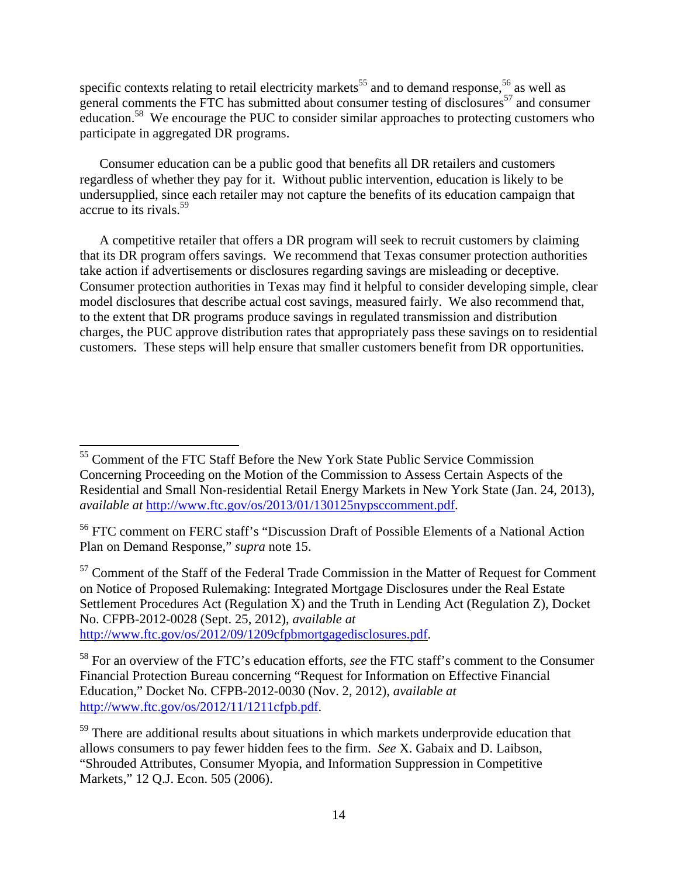specific contexts relating to retail electricity markets[55] and to demand response,[56] as well as general comments the FTC has submitted about consumer testing of disclosures[57] and consumer education.[58] We encourage the PUC to consider similar approaches to protecting customers who participate in aggregated DR programs.

Consumer education can be a public good that benefits all DR retailers and customers regardless of whether they pay for it. Without public intervention, education is likely to be undersupplied, since each retailer may not capture the benefits of its education campaign that accrue to its rivals.[59]

A competitive retailer that offers a DR program will seek to recruit customers by claiming that its DR program offers savings. We recommend that Texas consumer protection authorities take action if advertisements or disclosures regarding savings are misleading or deceptive. Consumer protection authorities in Texas may find it helpful to consider developing simple, clear model disclosures that describe actual cost savings, measured fairly. We also recommend that, to the extent that DR programs produce savings in regulated transmission and distribution charges, the PUC approve distribution rates that appropriately pass these savings on to residential customers. These steps will help ensure that smaller customers benefit from DR opportunities.

---

[55] Comment of the FTC Staff Before the New York State Public Service Commission Concerning Proceeding on the Motion of the Commission to Assess Certain Aspects of the Residential and Small Non-residential Retail Energy Markets in New York State (Jan. 24, 2013), *available at* http://www.ftc.gov/os/2013/01/130125nypsccomment.pdf.

[56] FTC comment on FERC staff's "Discussion Draft of Possible Elements of a National Action Plan on Demand Response," *supra* note 15.

[57] Comment of the Staff of the Federal Trade Commission in the Matter of Request for Comment on Notice of Proposed Rulemaking: Integrated Mortgage Disclosures under the Real Estate Settlement Procedures Act (Regulation X) and the Truth in Lending Act (Regulation Z), Docket No. CFPB-2012-0028 (Sept. 25, 2012), *available at* http://www.ftc.gov/os/2012/09/1209cfpbmortgagedisclosures.pdf.

[58] For an overview of the FTC's education efforts, *see* the FTC staff's comment to the Consumer Financial Protection Bureau concerning "Request for Information on Effective Financial Education," Docket No. CFPB-2012-0030 (Nov. 2, 2012), *available at* http://www.ftc.gov/os/2012/11/1211cfpb.pdf.

[59] There are additional results about situations in which markets underprovide education that allows consumers to pay fewer hidden fees to the firm. *See* X. Gabaix and D. Laibson, "Shrouded Attributes, Consumer Myopia, and Information Suppression in Competitive Markets," 12 Q.J. Econ. 505 (2006).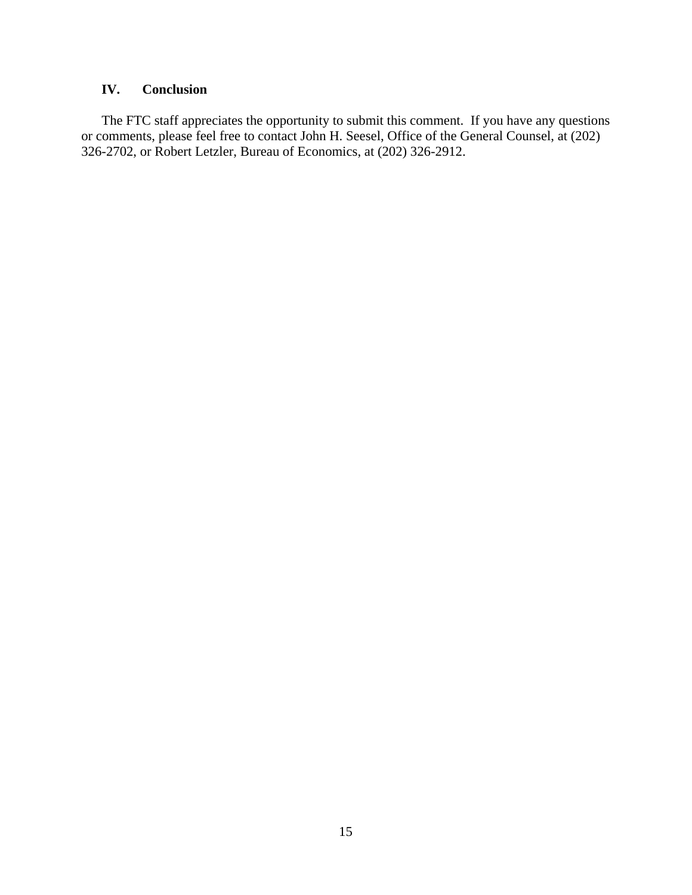## IV. Conclusion

The FTC staff appreciates the opportunity to submit this comment. If you have any questions or comments, please feel free to contact John H. Seesel, Office of the General Counsel, at (202) 326-2702, or Robert Letzler, Bureau of Economics, at (202) 326-2912.